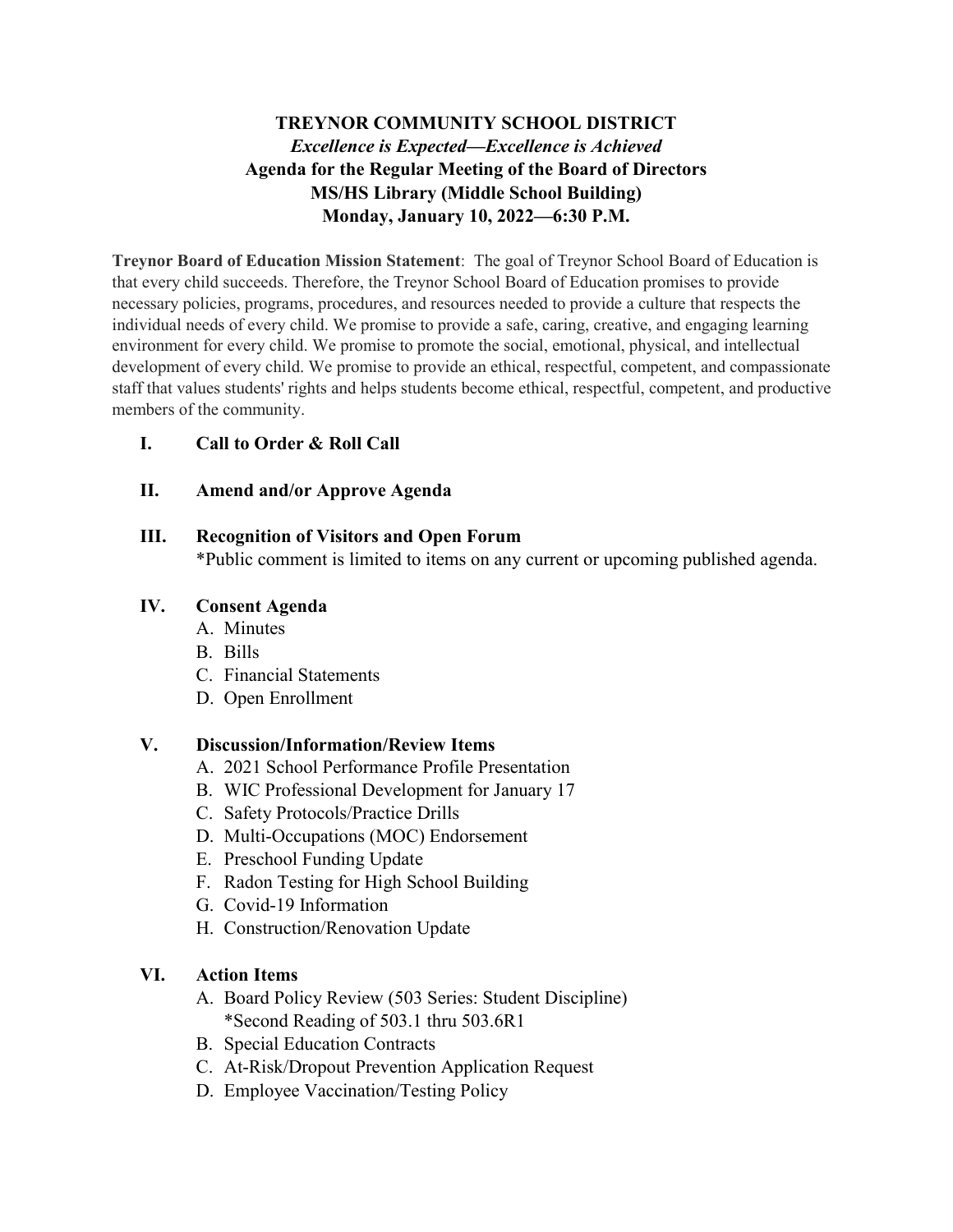# TREYNOR COMMUNITY SCHOOL DISTRICT

***Excellence is Expected—Excellence is Achieved***

**Agenda for the Regular Meeting of the Board of Directors**

**MS/HS Library (Middle School Building)**

**Monday, January 10, 2022—6:30 P.M.**

**Treynor Board of Education Mission Statement**: The goal of Treynor School Board of Education is that every child succeeds. Therefore, the Treynor School Board of Education promises to provide necessary policies, programs, procedures, and resources needed to provide a culture that respects the individual needs of every child. We promise to provide a safe, caring, creative, and engaging learning environment for every child. We promise to promote the social, emotional, physical, and intellectual development of every child. We promise to provide an ethical, respectful, competent, and compassionate staff that values students' rights and helps students become ethical, respectful, competent, and productive members of the community.

**I. Call to Order & Roll Call**

**II. Amend and/or Approve Agenda**

**III. Recognition of Visitors and Open Forum**

*Public comment is limited to items on any current or upcoming published agenda.

**IV. Consent Agenda**

A. Minutes
B. Bills
C. Financial Statements
D. Open Enrollment

**V. Discussion/Information/Review Items**

A. 2021 School Performance Profile Presentation
B. WIC Professional Development for January 17
C. Safety Protocols/Practice Drills
D. Multi-Occupations (MOC) Endorsement
E. Preschool Funding Update
F. Radon Testing for High School Building
G. Covid-19 Information
H. Construction/Renovation Update

**VI. Action Items**

A. Board Policy Review (503 Series: Student Discipline)
   *Second Reading of 503.1 thru 503.6R1
B. Special Education Contracts
C. At-Risk/Dropout Prevention Application Request
D. Employee Vaccination/Testing Policy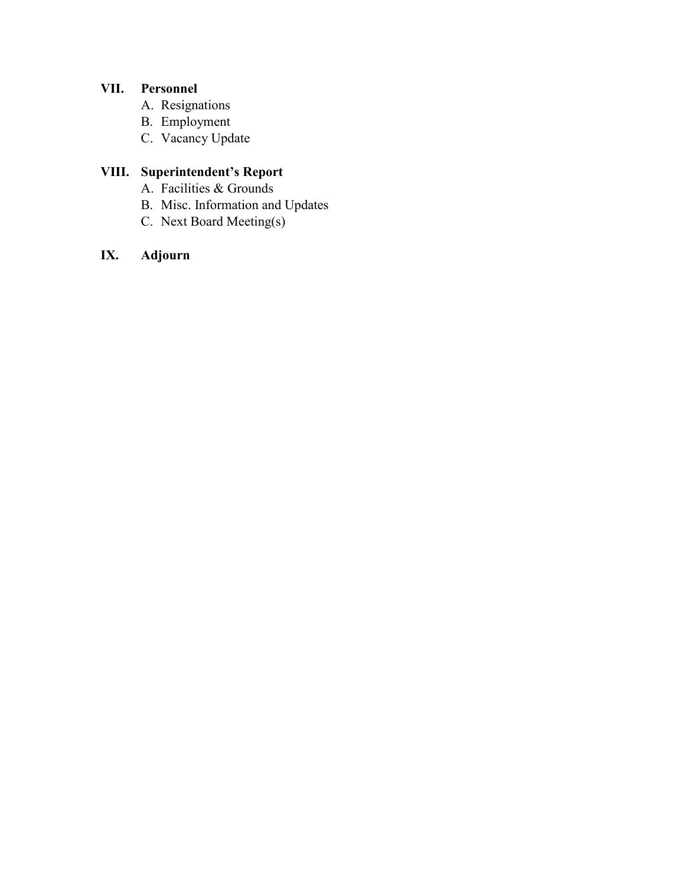**VII. Personnel**

A. Resignations
B. Employment
C. Vacancy Update

**VIII. Superintendent's Report**

A. Facilities & Grounds
B. Misc. Information and Updates
C. Next Board Meeting(s)

**IX. Adjourn**